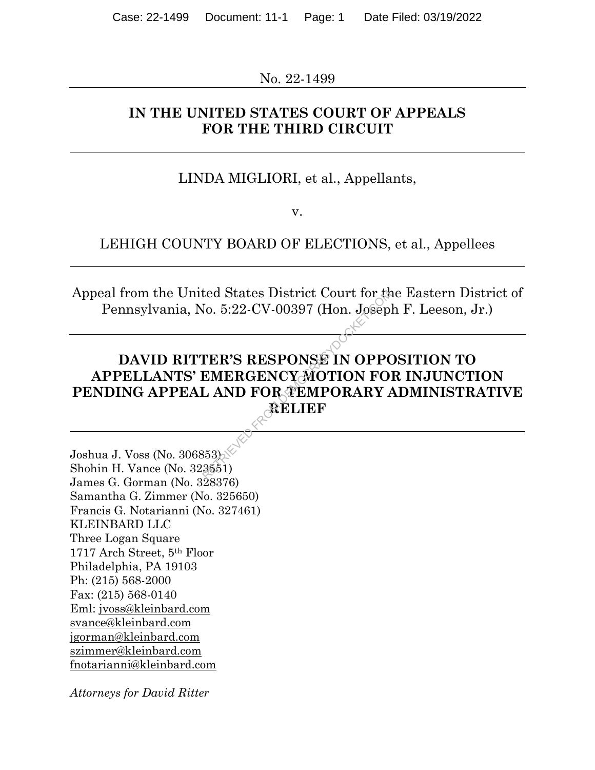No. 22-1499

## IN THE UNITED STATES COURT OF APPEALS FOR THE THIRD CIRCUIT

LINDA MIGLIORI, et al., Appellants,

v.

LEHIGH COUNTY BOARD OF ELECTIONS, et al., Appellees

Appeal from the United States District Court for the Eastern District of Pennsylvania, No. 5:22-CV-00397 (Hon. Joseph F. Leeson, Jr.)

# DAVID RITTER'S RESPONSE IN OPPOSITION TO APPELLANTS' EMERGENCY MOTION FOR INJUNCTION PENDING APPEAL AND FOR TEMPORARY ADMINISTRATIVE RELIEF

Joshua J. Voss (No. 306853)
Shohin H. Vance (No. 323551)
James G. Gorman (No. 328376)
Samantha G. Zimmer (No. 325650)
Francis G. Notarianni (No. 327461)
KLEINBARD LLC
Three Logan Square
1717 Arch Street, 5th Floor
Philadelphia, PA 19103
Ph: (215) 568-2000
Fax: (215) 568-0140
Eml: jvoss@kleinbard.com
svance@kleinbard.com
jgorman@kleinbard.com
szimmer@kleinbard.com
fnotarianni@kleinbard.com

*Attorneys for David Ritter*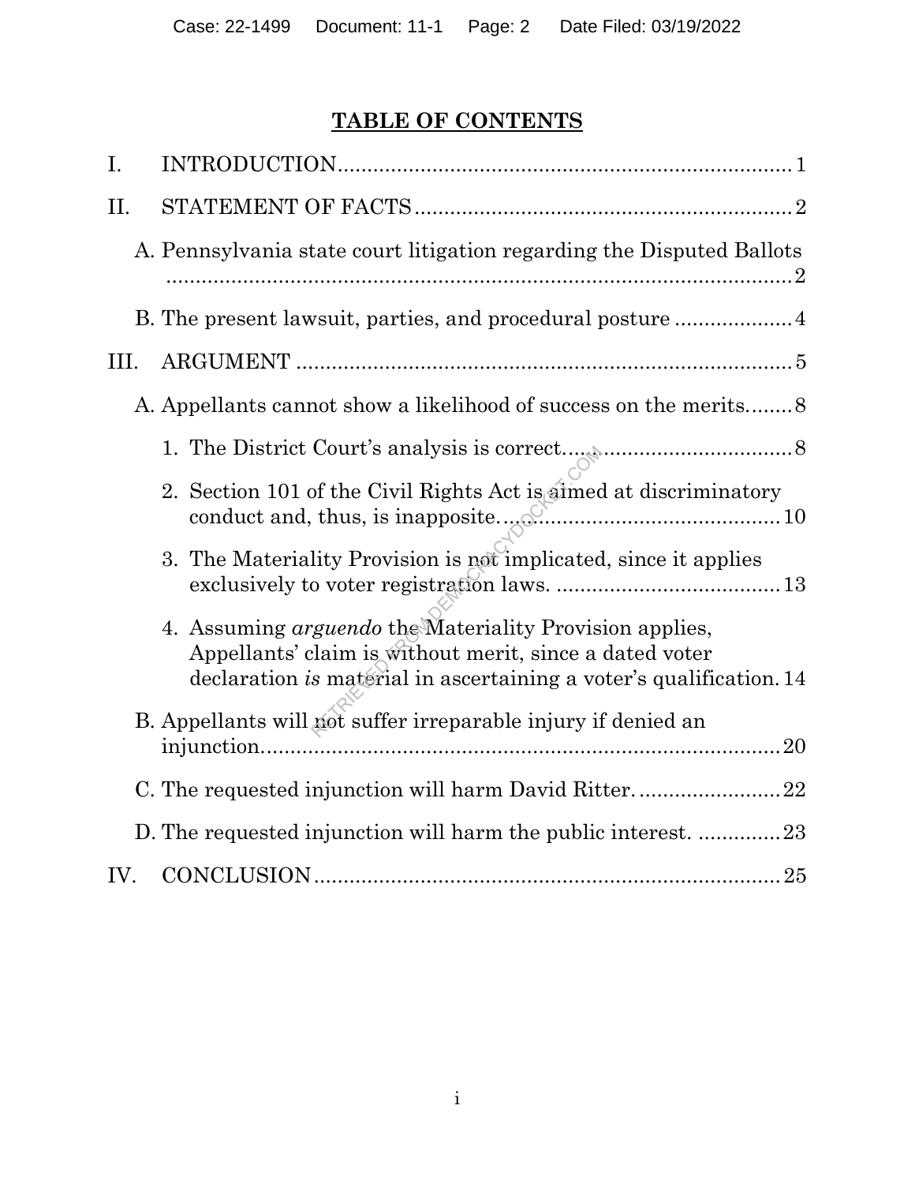## TABLE OF CONTENTS

I. INTRODUCTION .......... 1

II. STATEMENT OF FACTS .......... 2

A. Pennsylvania state court litigation regarding the Disputed Ballots .......... 2

B. The present lawsuit, parties, and procedural posture .......... 4

III. ARGUMENT .......... 5

A. Appellants cannot show a likelihood of success on the merits .......... 8

1. The District Court's analysis is correct .......... 8

2. Section 101 of the Civil Rights Act is aimed at discriminatory conduct and, thus, is inapposite .......... 10

3. The Materiality Provision is not implicated, since it applies exclusively to voter registration laws .......... 13

4. Assuming *arguendo* the Materiality Provision applies, Appellants' claim is without merit, since a dated voter declaration *is* material in ascertaining a voter's qualification .......... 14

B. Appellants will not suffer irreparable injury if denied an injunction .......... 20

C. The requested injunction will harm David Ritter .......... 22

D. The requested injunction will harm the public interest .......... 23

IV. CONCLUSION .......... 25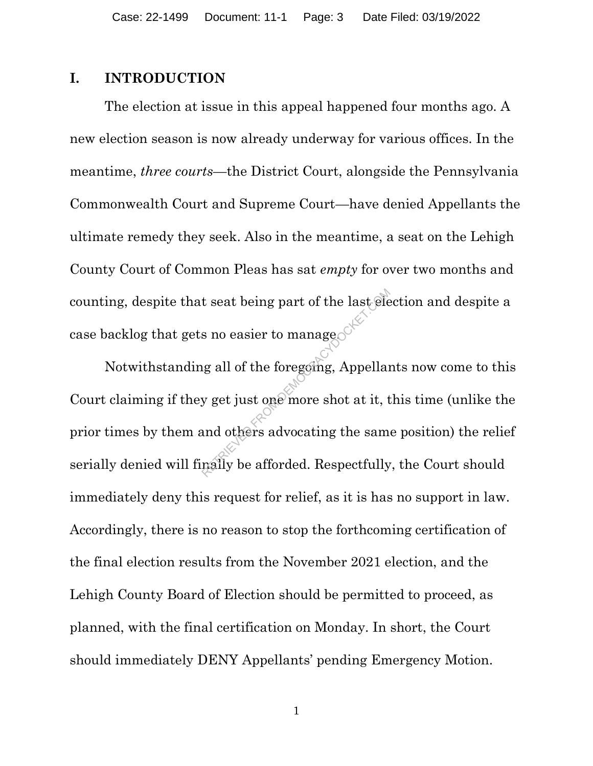## I. INTRODUCTION

The election at issue in this appeal happened four months ago. A new election season is now already underway for various offices. In the meantime, *three courts*—the District Court, alongside the Pennsylvania Commonwealth Court and Supreme Court—have denied Appellants the ultimate remedy they seek. Also in the meantime, a seat on the Lehigh County Court of Common Pleas has sat *empty* for over two months and counting, despite that seat being part of the last election and despite a case backlog that gets no easier to manage.

Notwithstanding all of the foregoing, Appellants now come to this Court claiming if they get just one more shot at it, this time (unlike the prior times by them and others advocating the same position) the relief serially denied will finally be afforded. Respectfully, the Court should immediately deny this request for relief, as it is has no support in law. Accordingly, there is no reason to stop the forthcoming certification of the final election results from the November 2021 election, and the Lehigh County Board of Election should be permitted to proceed, as planned, with the final certification on Monday. In short, the Court should immediately DENY Appellants' pending Emergency Motion.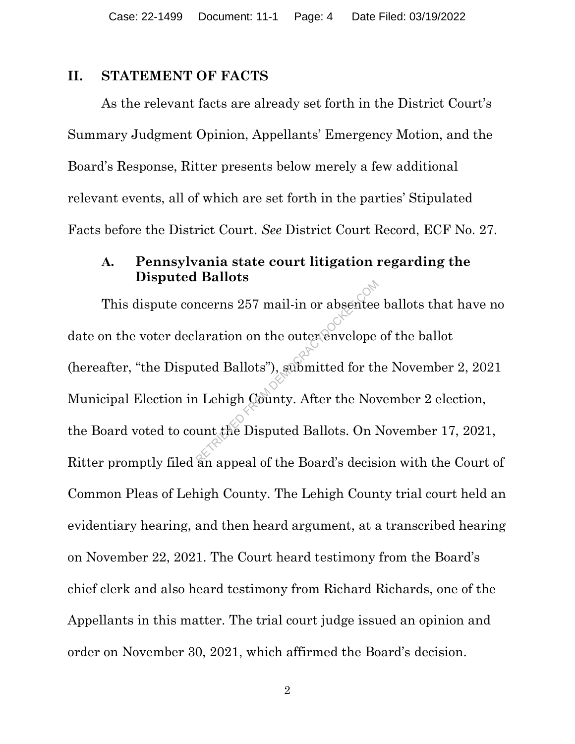## II. STATEMENT OF FACTS

As the relevant facts are already set forth in the District Court's Summary Judgment Opinion, Appellants' Emergency Motion, and the Board's Response, Ritter presents below merely a few additional relevant events, all of which are set forth in the parties' Stipulated Facts before the District Court. *See* District Court Record, ECF No. 27.

### A. Pennsylvania state court litigation regarding the Disputed Ballots

This dispute concerns 257 mail-in or absentee ballots that have no date on the voter declaration on the outer envelope of the ballot (hereafter, "the Disputed Ballots"), submitted for the November 2, 2021 Municipal Election in Lehigh County. After the November 2 election, the Board voted to count the Disputed Ballots. On November 17, 2021, Ritter promptly filed an appeal of the Board's decision with the Court of Common Pleas of Lehigh County. The Lehigh County trial court held an evidentiary hearing, and then heard argument, at a transcribed hearing on November 22, 2021. The Court heard testimony from the Board's chief clerk and also heard testimony from Richard Richards, one of the Appellants in this matter. The trial court judge issued an opinion and order on November 30, 2021, which affirmed the Board's decision.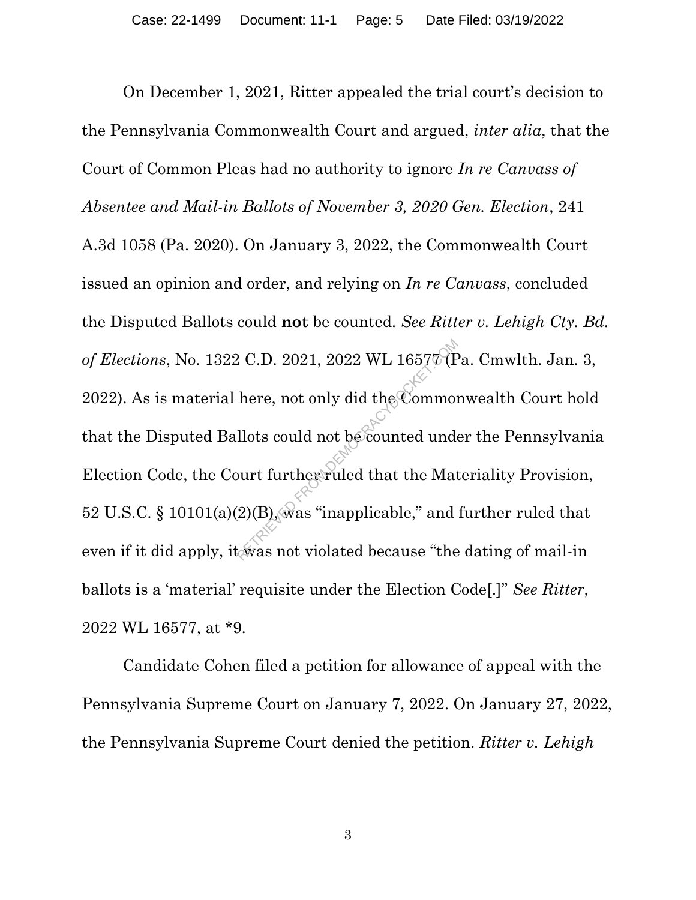On December 1, 2021, Ritter appealed the trial court's decision to the Pennsylvania Commonwealth Court and argued, *inter alia*, that the Court of Common Pleas had no authority to ignore *In re Canvass of Absentee and Mail-in Ballots of November 3, 2020 Gen. Election*, 241 A.3d 1058 (Pa. 2020). On January 3, 2022, the Commonwealth Court issued an opinion and order, and relying on *In re Canvass*, concluded the Disputed Ballots could **not** be counted. *See Ritter v. Lehigh Cty. Bd. of Elections*, No. 1322 C.D. 2021, 2022 WL 16577 (Pa. Cmwlth. Jan. 3, 2022). As is material here, not only did the Commonwealth Court hold that the Disputed Ballots could not be counted under the Pennsylvania Election Code, the Court further ruled that the Materiality Provision, 52 U.S.C. § 10101(a)(2)(B), was "inapplicable," and further ruled that even if it did apply, it was not violated because "the dating of mail-in ballots is a 'material' requisite under the Election Code[.]" *See Ritter*, 2022 WL 16577, at *9.

Candidate Cohen filed a petition for allowance of appeal with the Pennsylvania Supreme Court on January 7, 2022. On January 27, 2022, the Pennsylvania Supreme Court denied the petition. *Ritter v. Lehigh*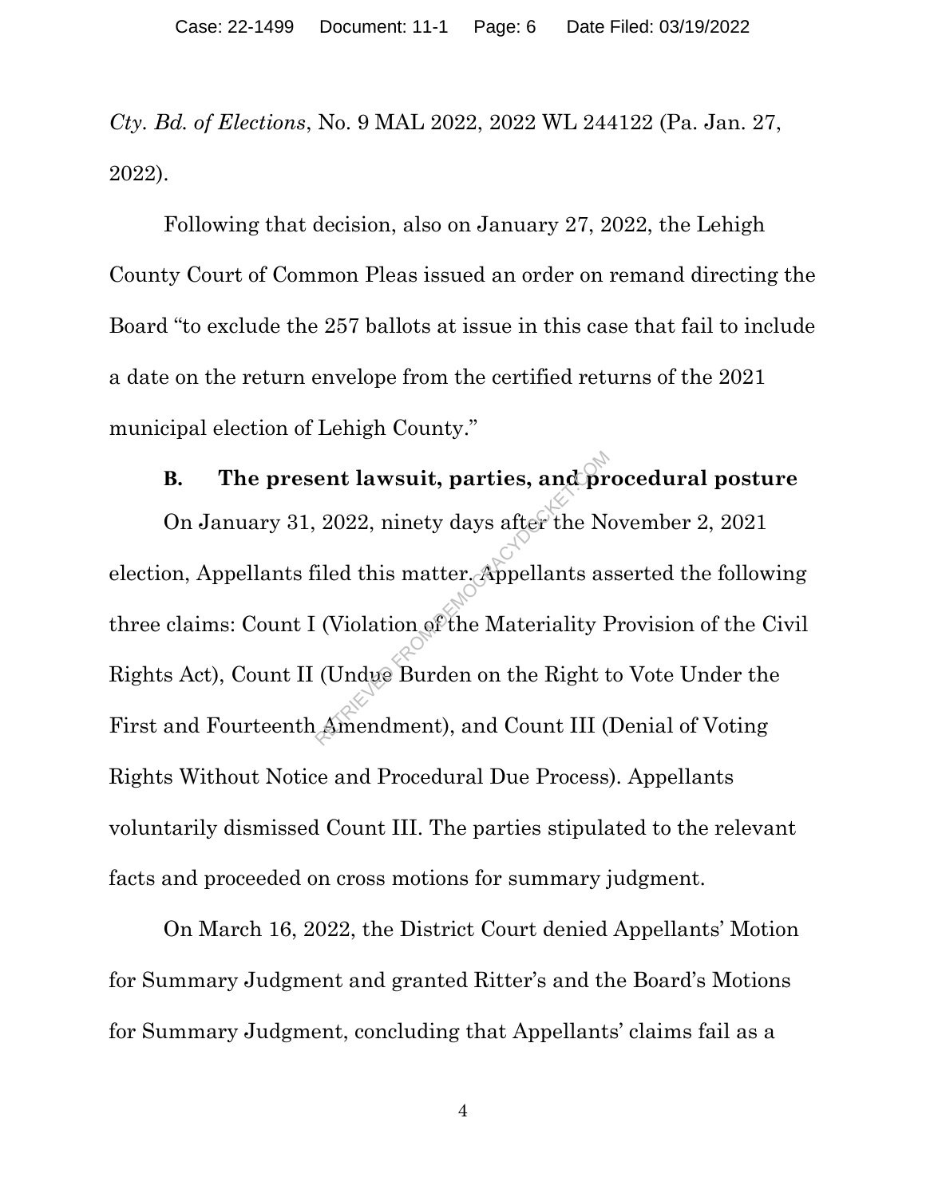*Cty. Bd. of Elections*, No. 9 MAL 2022, 2022 WL 244122 (Pa. Jan. 27, 2022).

Following that decision, also on January 27, 2022, the Lehigh County Court of Common Pleas issued an order on remand directing the Board "to exclude the 257 ballots at issue in this case that fail to include a date on the return envelope from the certified returns of the 2021 municipal election of Lehigh County."

### B. The present lawsuit, parties, and procedural posture

On January 31, 2022, ninety days after the November 2, 2021 election, Appellants filed this matter. Appellants asserted the following three claims: Count I (Violation of the Materiality Provision of the Civil Rights Act), Count II (Undue Burden on the Right to Vote Under the First and Fourteenth Amendment), and Count III (Denial of Voting Rights Without Notice and Procedural Due Process). Appellants voluntarily dismissed Count III. The parties stipulated to the relevant facts and proceeded on cross motions for summary judgment.

On March 16, 2022, the District Court denied Appellants' Motion for Summary Judgment and granted Ritter's and the Board's Motions for Summary Judgment, concluding that Appellants' claims fail as a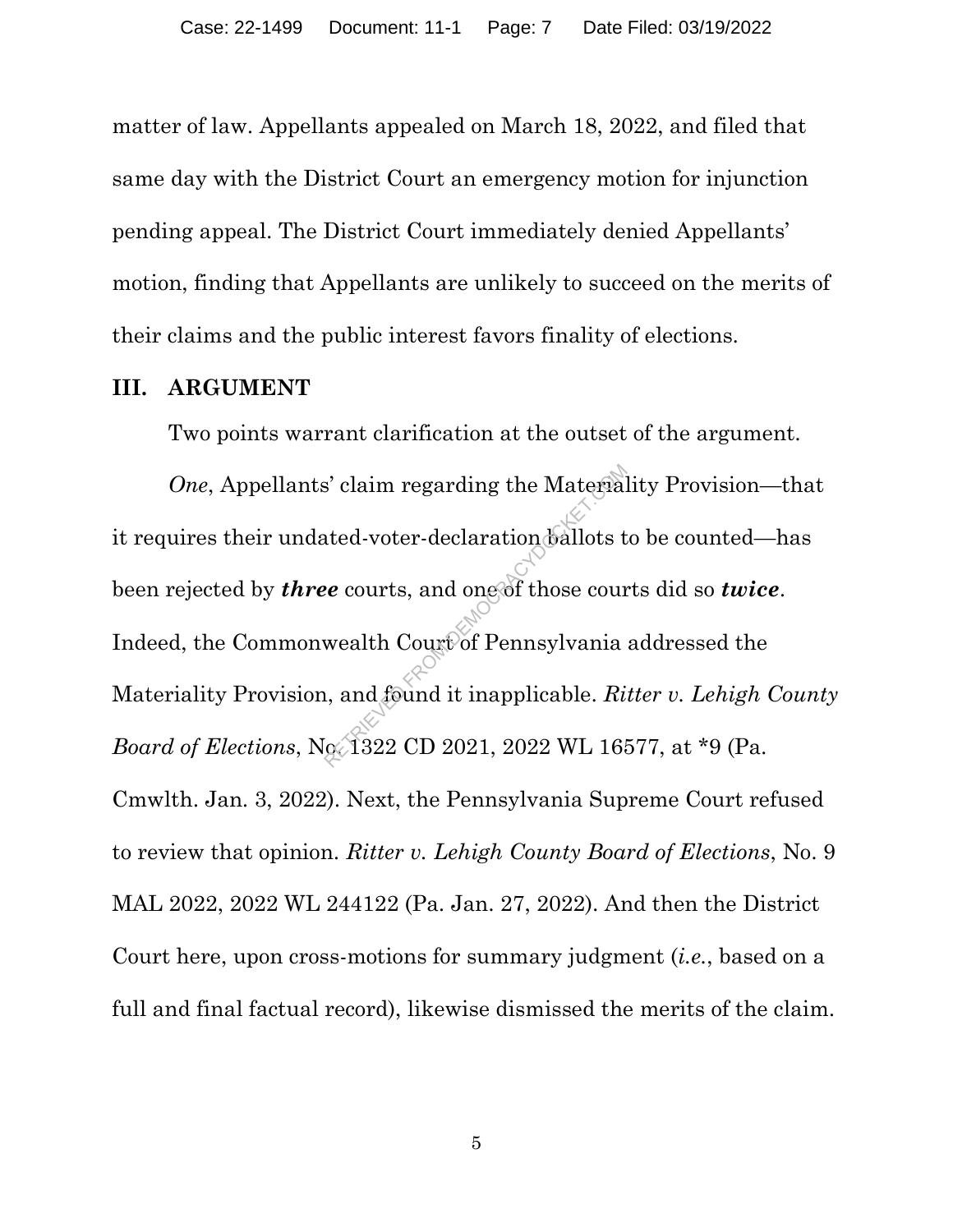matter of law. Appellants appealed on March 18, 2022, and filed that same day with the District Court an emergency motion for injunction pending appeal. The District Court immediately denied Appellants' motion, finding that Appellants are unlikely to succeed on the merits of their claims and the public interest favors finality of elections.

## III. ARGUMENT

Two points warrant clarification at the outset of the argument.

*One*, Appellants' claim regarding the Materiality Provision—that it requires their undated-voter-declaration ballots to be counted—has been rejected by ***three*** courts, and one of those courts did so ***twice***. Indeed, the Commonwealth Court of Pennsylvania addressed the Materiality Provision, and found it inapplicable. *Ritter v. Lehigh County Board of Elections*, No. 1322 CD 2021, 2022 WL 16577, at *9 (Pa. Cmwlth. Jan. 3, 2022). Next, the Pennsylvania Supreme Court refused to review that opinion. *Ritter v. Lehigh County Board of Elections*, No. 9 MAL 2022, 2022 WL 244122 (Pa. Jan. 27, 2022). And then the District Court here, upon cross-motions for summary judgment (*i.e.*, based on a full and final factual record), likewise dismissed the merits of the claim.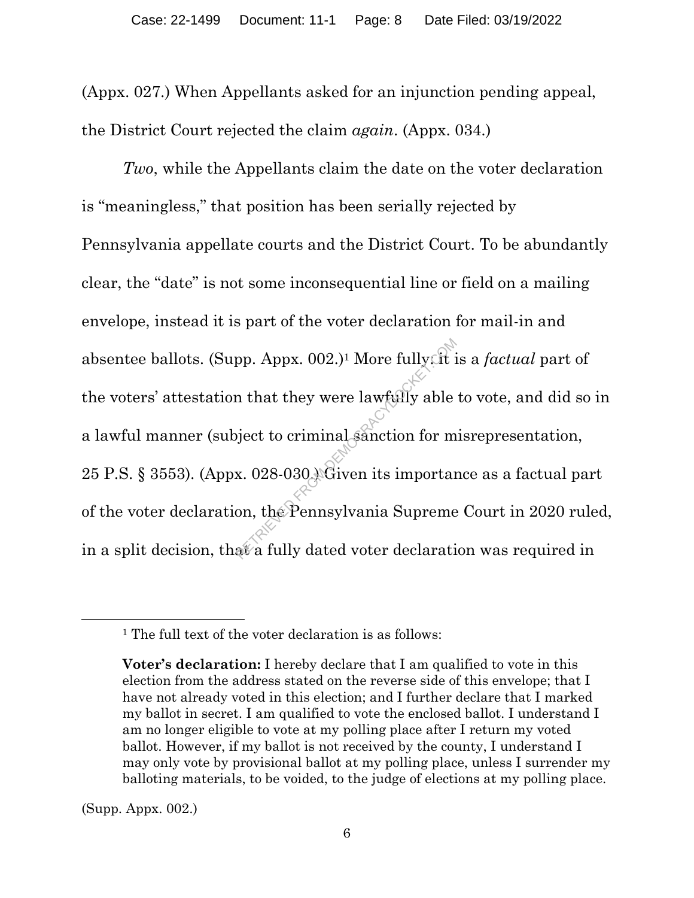(Appx. 027.) When Appellants asked for an injunction pending appeal, the District Court rejected the claim *again*. (Appx. 034.)

*Two*, while the Appellants claim the date on the voter declaration is "meaningless," that position has been serially rejected by Pennsylvania appellate courts and the District Court. To be abundantly clear, the "date" is not some inconsequential line or field on a mailing envelope, instead it is part of the voter declaration for mail-in and absentee ballots. (Supp. Appx. 002.)[1] More fully, it is a *factual* part of the voters' attestation that they were lawfully able to vote, and did so in a lawful manner (subject to criminal sanction for misrepresentation, 25 P.S. § 3553). (Appx. 028-030.) Given its importance as a factual part of the voter declaration, the Pennsylvania Supreme Court in 2020 ruled, in a split decision, that a fully dated voter declaration was required in

---

[1] The full text of the voter declaration is as follows:

> **Voter's declaration:** I hereby declare that I am qualified to vote in this election from the address stated on the reverse side of this envelope; that I have not already voted in this election; and I further declare that I marked my ballot in secret. I am qualified to vote the enclosed ballot. I understand I am no longer eligible to vote at my polling place after I return my voted ballot. However, if my ballot is not received by the county, I understand I may only vote by provisional ballot at my polling place, unless I surrender my balloting materials, to be voided, to the judge of elections at my polling place.

(Supp. Appx. 002.)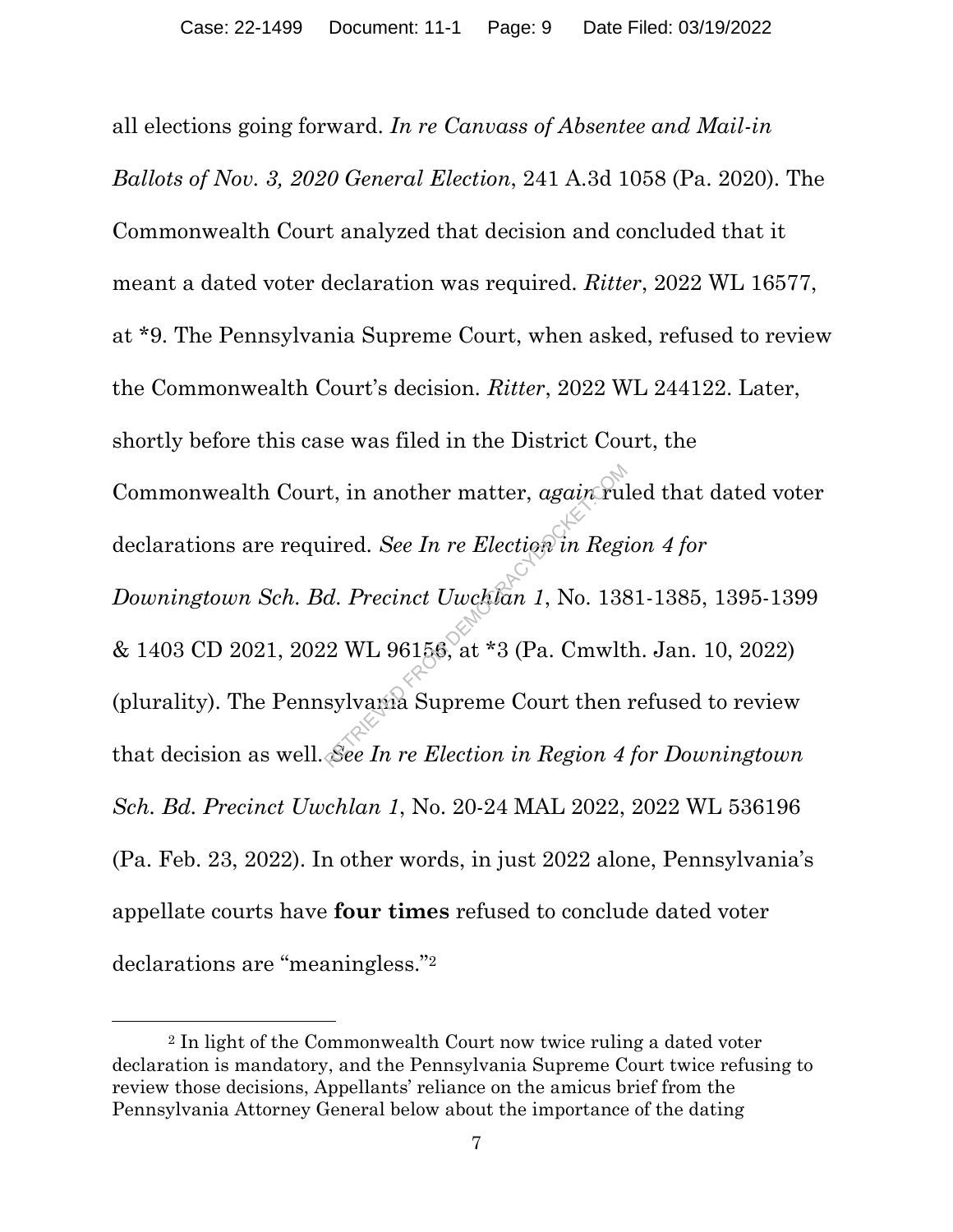all elections going forward. *In re Canvass of Absentee and Mail-in Ballots of Nov. 3, 2020 General Election*, 241 A.3d 1058 (Pa. 2020). The Commonwealth Court analyzed that decision and concluded that it meant a dated voter declaration was required. *Ritter*, 2022 WL 16577, at *9. The Pennsylvania Supreme Court, when asked, refused to review the Commonwealth Court's decision. *Ritter*, 2022 WL 244122. Later, shortly before this case was filed in the District Court, the Commonwealth Court, in another matter, *again* ruled that dated voter declarations are required. *See In re Election in Region 4 for Downingtown Sch. Bd. Precinct Uwchlan 1*, No. 1381-1385, 1395-1399 & 1403 CD 2021, 2022 WL 96156, at *3 (Pa. Cmwlth. Jan. 10, 2022) (plurality). The Pennsylvania Supreme Court then refused to review that decision as well. *See In re Election in Region 4 for Downingtown Sch. Bd. Precinct Uwchlan 1*, No. 20-24 MAL 2022, 2022 WL 536196 (Pa. Feb. 23, 2022). In other words, in just 2022 alone, Pennsylvania's appellate courts have **four times** refused to conclude dated voter declarations are "meaningless."[2]

---

[2] In light of the Commonwealth Court now twice ruling a dated voter declaration is mandatory, and the Pennsylvania Supreme Court twice refusing to review those decisions, Appellants' reliance on the amicus brief from the Pennsylvania Attorney General below about the importance of the dating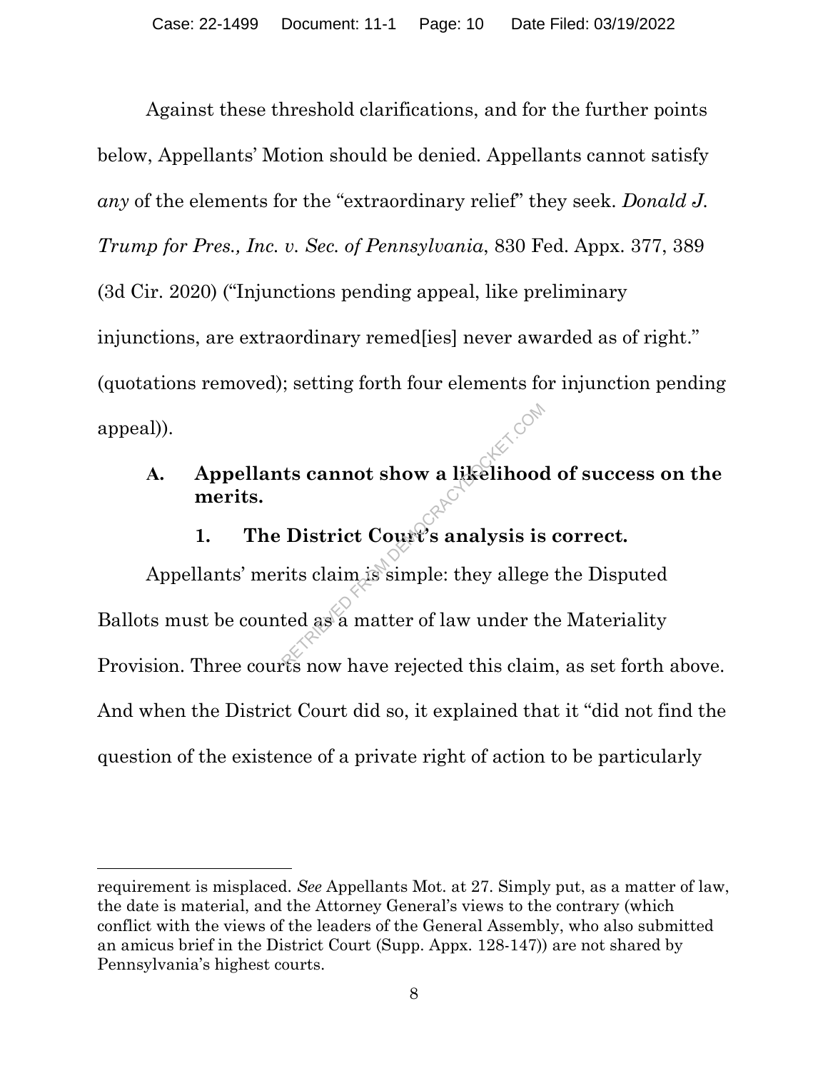Against these threshold clarifications, and for the further points below, Appellants' Motion should be denied. Appellants cannot satisfy *any* of the elements for the "extraordinary relief" they seek. *Donald J. Trump for Pres., Inc. v. Sec. of Pennsylvania*, 830 Fed. Appx. 377, 389 (3d Cir. 2020) ("Injunctions pending appeal, like preliminary injunctions, are extraordinary remed[ies] never awarded as of right." (quotations removed); setting forth four elements for injunction pending appeal)).

### A. Appellants cannot show a likelihood of success on the merits.

#### 1. The District Court's analysis is correct.

Appellants' merits claim is simple: they allege the Disputed Ballots must be counted as a matter of law under the Materiality Provision. Three courts now have rejected this claim, as set forth above. And when the District Court did so, it explained that it "did not find the question of the existence of a private right of action to be particularly

---

requirement is misplaced. *See* Appellants Mot. at 27. Simply put, as a matter of law, the date is material, and the Attorney General's views to the contrary (which conflict with the views of the leaders of the General Assembly, who also submitted an amicus brief in the District Court (Supp. Appx. 128-147)) are not shared by Pennsylvania's highest courts.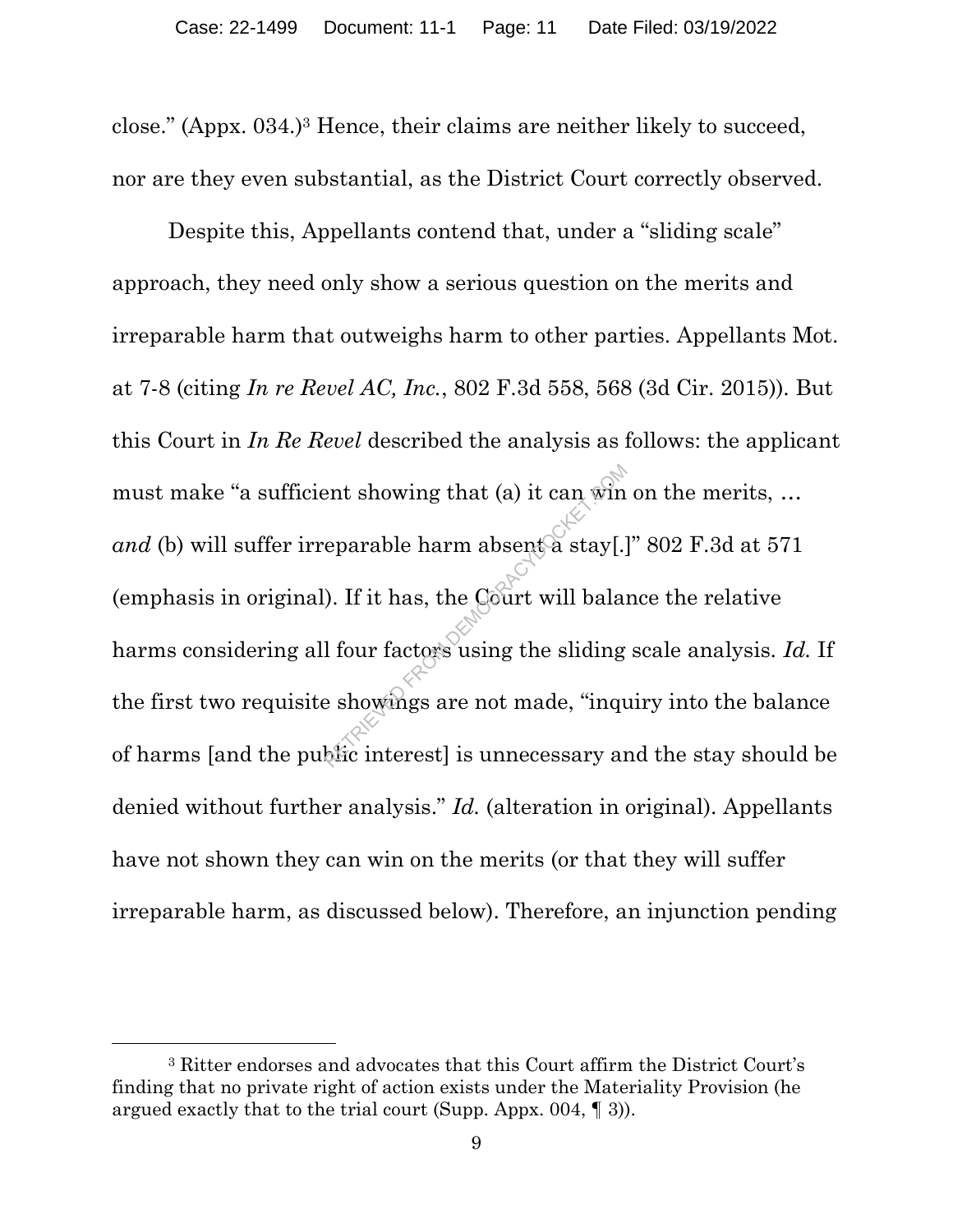close." (Appx. 034.)[3] Hence, their claims are neither likely to succeed, nor are they even substantial, as the District Court correctly observed.

Despite this, Appellants contend that, under a "sliding scale" approach, they need only show a serious question on the merits and irreparable harm that outweighs harm to other parties. Appellants Mot. at 7-8 (citing *In re Revel AC, Inc.*, 802 F.3d 558, 568 (3d Cir. 2015)). But this Court in *In Re Revel* described the analysis as follows: the applicant must make "a sufficient showing that (a) it can win on the merits, … *and* (b) will suffer irreparable harm absent a stay[.]" 802 F.3d at 571 (emphasis in original). If it has, the Court will balance the relative harms considering all four factors using the sliding scale analysis. *Id.* If the first two requisite showings are not made, "inquiry into the balance of harms [and the public interest] is unnecessary and the stay should be denied without further analysis." *Id.* (alteration in original). Appellants have not shown they can win on the merits (or that they will suffer irreparable harm, as discussed below). Therefore, an injunction pending

[3] Ritter endorses and advocates that this Court affirm the District Court's finding that no private right of action exists under the Materiality Provision (he argued exactly that to the trial court (Supp. Appx. 004, ¶ 3)).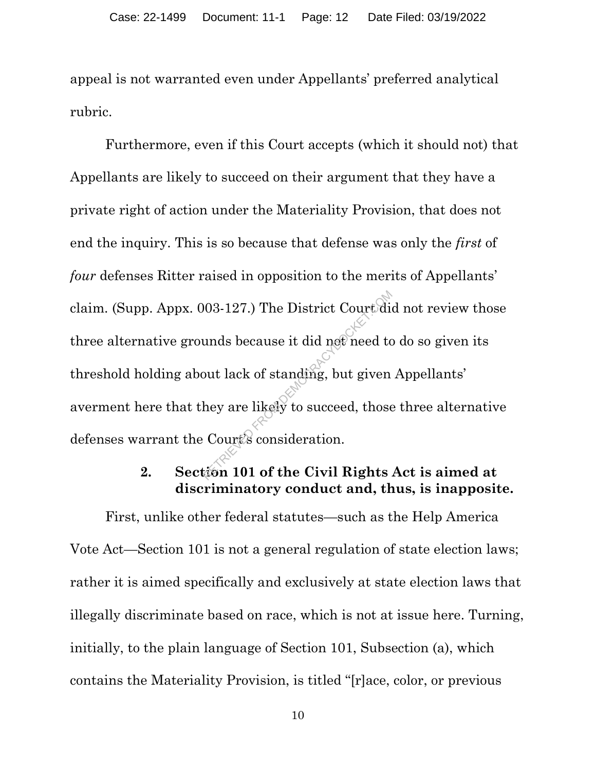appeal is not warranted even under Appellants' preferred analytical rubric.

Furthermore, even if this Court accepts (which it should not) that Appellants are likely to succeed on their argument that they have a private right of action under the Materiality Provision, that does not end the inquiry. This is so because that defense was only the *first* of *four* defenses Ritter raised in opposition to the merits of Appellants' claim. (Supp. Appx. 003-127.) The District Court did not review those three alternative grounds because it did not need to do so given its threshold holding about lack of standing, but given Appellants' averment here that they are likely to succeed, those three alternative defenses warrant the Court's consideration.

### 2. Section 101 of the Civil Rights Act is aimed at discriminatory conduct and, thus, is inapposite.

First, unlike other federal statutes—such as the Help America Vote Act—Section 101 is not a general regulation of state election laws; rather it is aimed specifically and exclusively at state election laws that illegally discriminate based on race, which is not at issue here. Turning, initially, to the plain language of Section 101, Subsection (a), which contains the Materiality Provision, is titled "[r]ace, color, or previous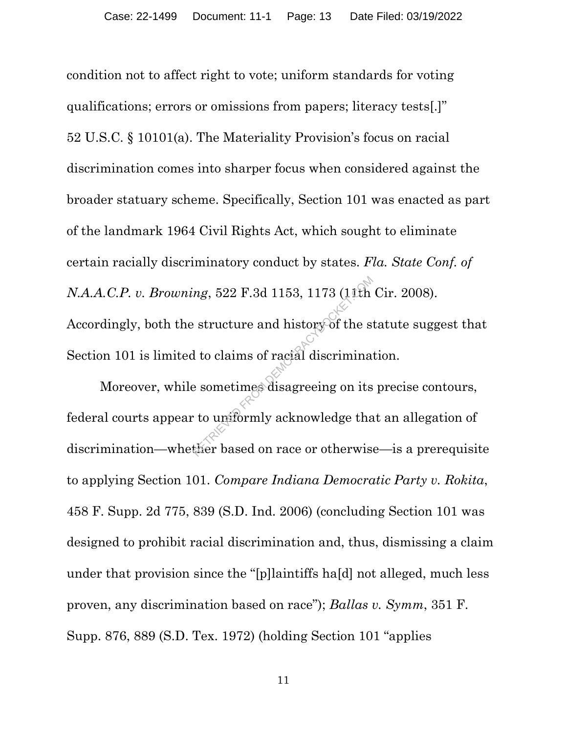condition not to affect right to vote; uniform standards for voting qualifications; errors or omissions from papers; literacy tests[.]" 52 U.S.C. § 10101(a). The Materiality Provision's focus on racial discrimination comes into sharper focus when considered against the broader statuary scheme. Specifically, Section 101 was enacted as part of the landmark 1964 Civil Rights Act, which sought to eliminate certain racially discriminatory conduct by states. *Fla. State Conf. of N.A.A.C.P. v. Browning*, 522 F.3d 1153, 1173 (11th Cir. 2008). Accordingly, both the structure and history of the statute suggest that Section 101 is limited to claims of racial discrimination.

Moreover, while sometimes disagreeing on its precise contours, federal courts appear to uniformly acknowledge that an allegation of discrimination—whether based on race or otherwise—is a prerequisite to applying Section 101. *Compare Indiana Democratic Party v. Rokita*, 458 F. Supp. 2d 775, 839 (S.D. Ind. 2006) (concluding Section 101 was designed to prohibit racial discrimination and, thus, dismissing a claim under that provision since the "[p]laintiffs ha[d] not alleged, much less proven, any discrimination based on race"); *Ballas v. Symm*, 351 F. Supp. 876, 889 (S.D. Tex. 1972) (holding Section 101 "applies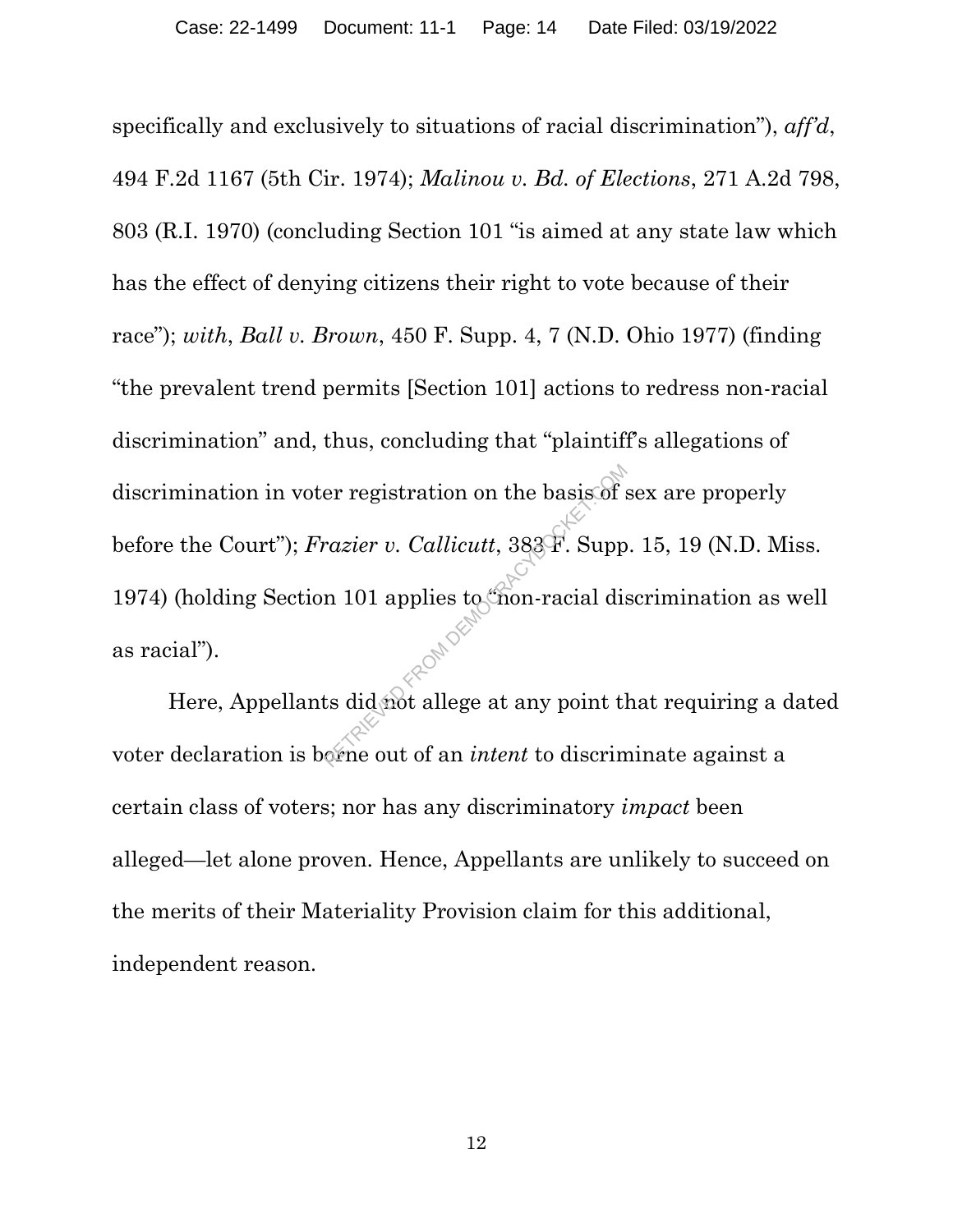specifically and exclusively to situations of racial discrimination"), *aff'd*, 494 F.2d 1167 (5th Cir. 1974); *Malinou v. Bd. of Elections*, 271 A.2d 798, 803 (R.I. 1970) (concluding Section 101 "is aimed at any state law which has the effect of denying citizens their right to vote because of their race"); *with*, *Ball v. Brown*, 450 F. Supp. 4, 7 (N.D. Ohio 1977) (finding "the prevalent trend permits [Section 101] actions to redress non-racial discrimination" and, thus, concluding that "plaintiff's allegations of discrimination in voter registration on the basis of sex are properly before the Court"); *Frazier v. Callicutt*, 383 F. Supp. 15, 19 (N.D. Miss. 1974) (holding Section 101 applies to "non-racial discrimination as well as racial").

Here, Appellants did not allege at any point that requiring a dated voter declaration is borne out of an *intent* to discriminate against a certain class of voters; nor has any discriminatory *impact* been alleged—let alone proven. Hence, Appellants are unlikely to succeed on the merits of their Materiality Provision claim for this additional, independent reason.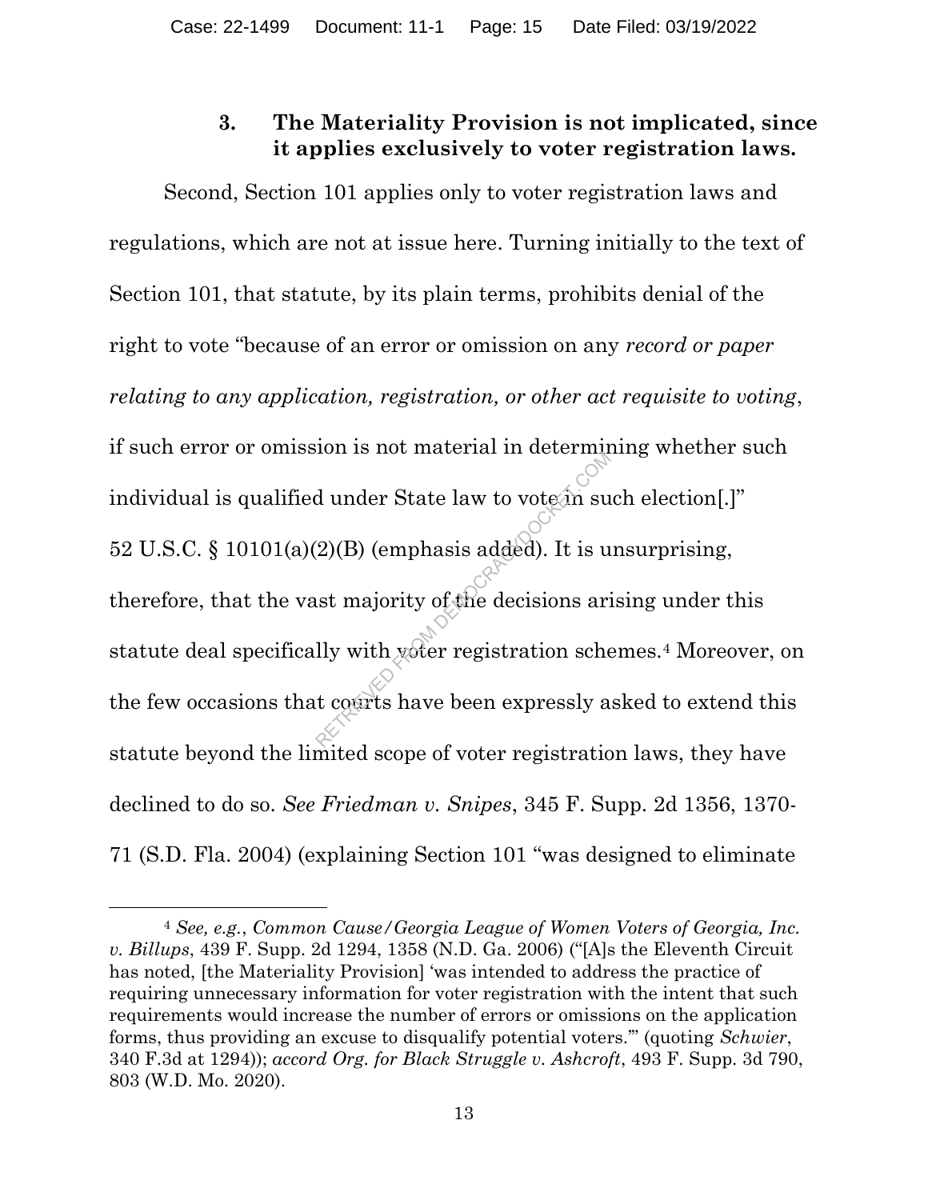### 3. The Materiality Provision is not implicated, since it applies exclusively to voter registration laws.

Second, Section 101 applies only to voter registration laws and regulations, which are not at issue here. Turning initially to the text of Section 101, that statute, by its plain terms, prohibits denial of the right to vote "because of an error or omission on any *record or paper relating to any application, registration, or other act requisite to voting*, if such error or omission is not material in determining whether such individual is qualified under State law to vote in such election[.]" 52 U.S.C. § 10101(a)(2)(B) (emphasis added). It is unsurprising, therefore, that the vast majority of the decisions arising under this statute deal specifically with voter registration schemes.[4] Moreover, on the few occasions that courts have been expressly asked to extend this statute beyond the limited scope of voter registration laws, they have declined to do so. *See Friedman v. Snipes*, 345 F. Supp. 2d 1356, 1370-71 (S.D. Fla. 2004) (explaining Section 101 "was designed to eliminate

---

[4] *See, e.g.*, *Common Cause/Georgia League of Women Voters of Georgia, Inc. v. Billups*, 439 F. Supp. 2d 1294, 1358 (N.D. Ga. 2006) ("[A]s the Eleventh Circuit has noted, [the Materiality Provision] 'was intended to address the practice of requiring unnecessary information for voter registration with the intent that such requirements would increase the number of errors or omissions on the application forms, thus providing an excuse to disqualify potential voters.'" (quoting *Schwier*, 340 F.3d at 1294)); *accord Org. for Black Struggle v. Ashcroft*, 493 F. Supp. 3d 790, 803 (W.D. Mo. 2020).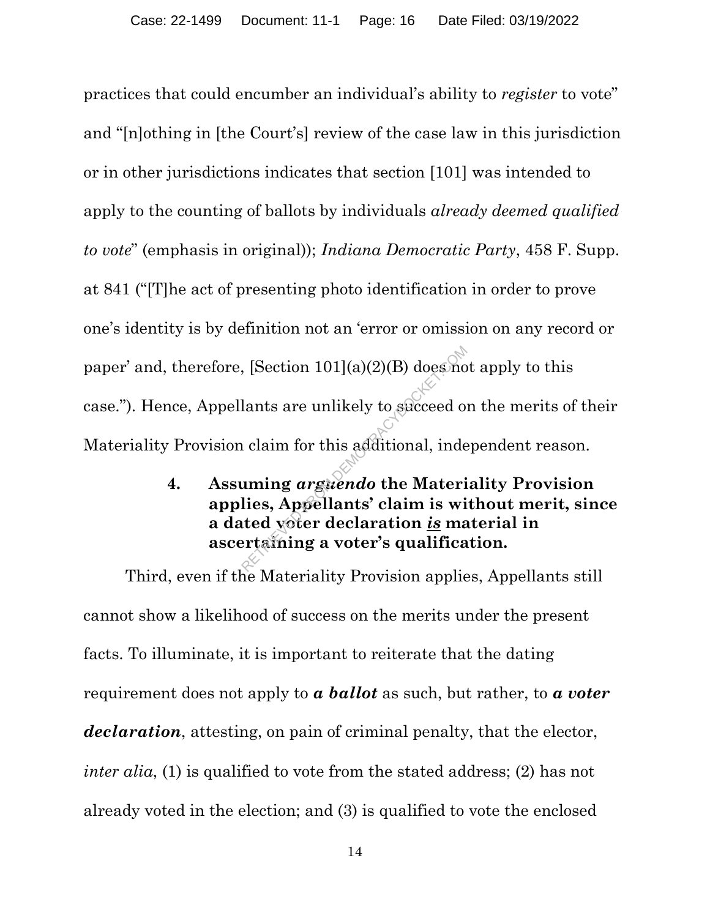practices that could encumber an individual's ability to *register* to vote" and "[n]othing in [the Court's] review of the case law in this jurisdiction or in other jurisdictions indicates that section [101] was intended to apply to the counting of ballots by individuals *already deemed qualified to vote*" (emphasis in original)); *Indiana Democratic Party*, 458 F. Supp. at 841 ("[T]he act of presenting photo identification in order to prove one's identity is by definition not an 'error or omission on any record or paper' and, therefore, [Section 101](a)(2)(B) does not apply to this case."). Hence, Appellants are unlikely to succeed on the merits of their Materiality Provision claim for this additional, independent reason.

#### 4. Assuming *arguendo* the Materiality Provision applies, Appellants' claim is without merit, since a dated voter declaration ***is*** material in ascertaining a voter's qualification.

Third, even if the Materiality Provision applies, Appellants still cannot show a likelihood of success on the merits under the present facts. To illuminate, it is important to reiterate that the dating requirement does not apply to ***a ballot*** as such, but rather, to ***a voter declaration***, attesting, on pain of criminal penalty, that the elector, *inter alia*, (1) is qualified to vote from the stated address; (2) has not already voted in the election; and (3) is qualified to vote the enclosed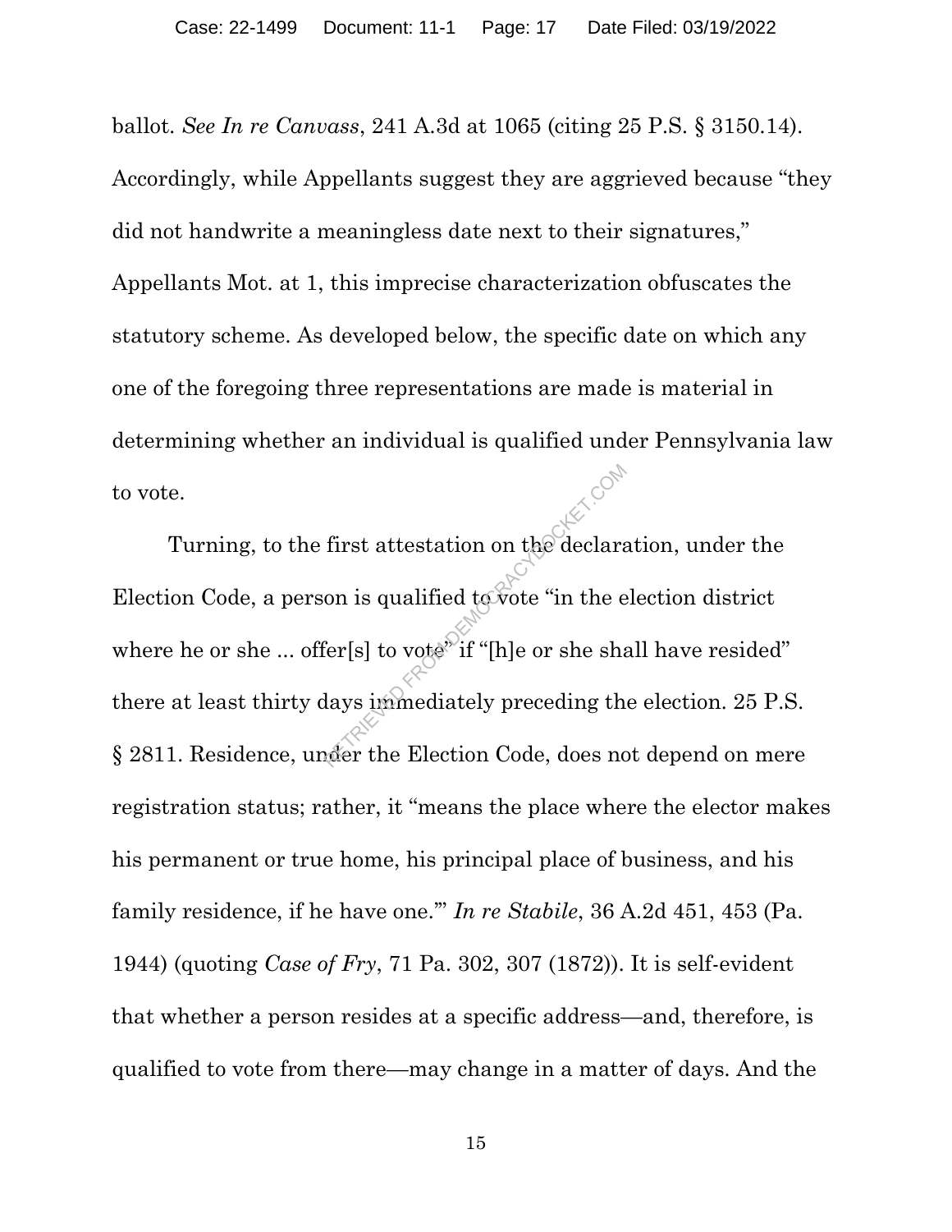ballot. *See In re Canvass*, 241 A.3d at 1065 (citing 25 P.S. § 3150.14). Accordingly, while Appellants suggest they are aggrieved because "they did not handwrite a meaningless date next to their signatures," Appellants Mot. at 1, this imprecise characterization obfuscates the statutory scheme. As developed below, the specific date on which any one of the foregoing three representations are made is material in determining whether an individual is qualified under Pennsylvania law to vote.

Turning, to the first attestation on the declaration, under the Election Code, a person is qualified to vote "in the election district where he or she ... offer[s] to vote" if "[h]e or she shall have resided" there at least thirty days immediately preceding the election. 25 P.S. § 2811. Residence, under the Election Code, does not depend on mere registration status; rather, it "means the place where the elector makes his permanent or true home, his principal place of business, and his family residence, if he have one.'" *In re Stabile*, 36 A.2d 451, 453 (Pa. 1944) (quoting *Case of Fry*, 71 Pa. 302, 307 (1872)). It is self-evident that whether a person resides at a specific address—and, therefore, is qualified to vote from there—may change in a matter of days. And the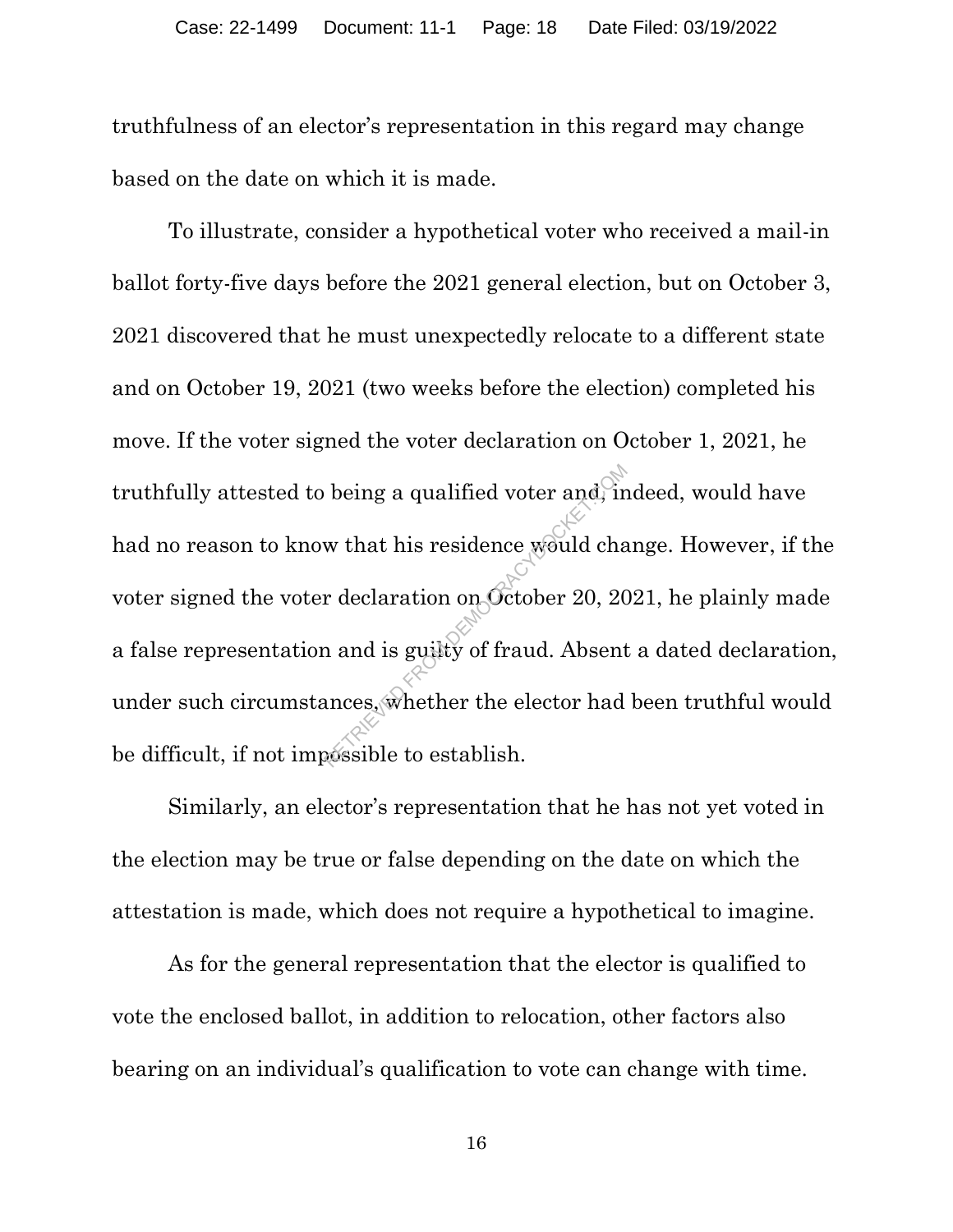truthfulness of an elector's representation in this regard may change based on the date on which it is made.

To illustrate, consider a hypothetical voter who received a mail-in ballot forty-five days before the 2021 general election, but on October 3, 2021 discovered that he must unexpectedly relocate to a different state and on October 19, 2021 (two weeks before the election) completed his move. If the voter signed the voter declaration on October 1, 2021, he truthfully attested to being a qualified voter and, indeed, would have had no reason to know that his residence would change. However, if the voter signed the voter declaration on October 20, 2021, he plainly made a false representation and is guilty of fraud. Absent a dated declaration, under such circumstances, whether the elector had been truthful would be difficult, if not impossible to establish.

Similarly, an elector's representation that he has not yet voted in the election may be true or false depending on the date on which the attestation is made, which does not require a hypothetical to imagine.

As for the general representation that the elector is qualified to vote the enclosed ballot, in addition to relocation, other factors also bearing on an individual's qualification to vote can change with time.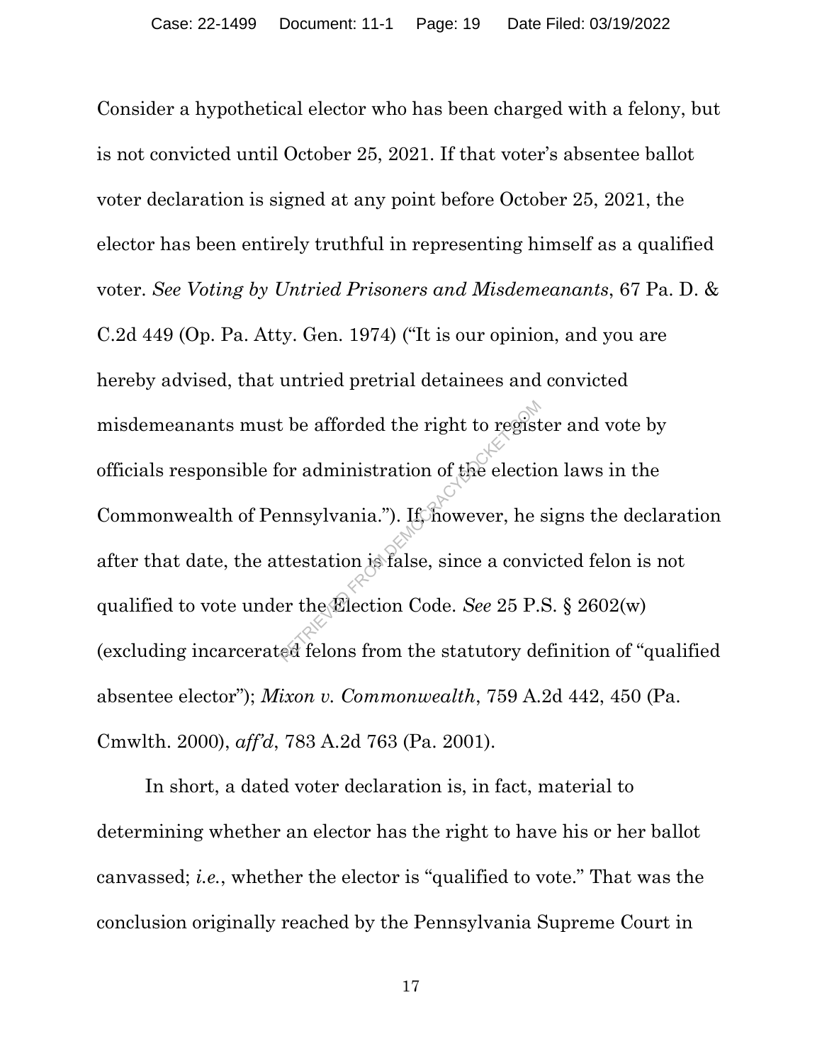Consider a hypothetical elector who has been charged with a felony, but is not convicted until October 25, 2021. If that voter's absentee ballot voter declaration is signed at any point before October 25, 2021, the elector has been entirely truthful in representing himself as a qualified voter. *See Voting by Untried Prisoners and Misdemeanants*, 67 Pa. D. & C.2d 449 (Op. Pa. Atty. Gen. 1974) ("It is our opinion, and you are hereby advised, that untried pretrial detainees and convicted misdemeanants must be afforded the right to register and vote by officials responsible for administration of the election laws in the Commonwealth of Pennsylvania."). If, however, he signs the declaration after that date, the attestation is false, since a convicted felon is not qualified to vote under the Election Code. *See* 25 P.S. § 2602(w) (excluding incarcerated felons from the statutory definition of "qualified absentee elector"); *Mixon v. Commonwealth*, 759 A.2d 442, 450 (Pa. Cmwlth. 2000), *aff'd*, 783 A.2d 763 (Pa. 2001).

In short, a dated voter declaration is, in fact, material to determining whether an elector has the right to have his or her ballot canvassed; *i.e.*, whether the elector is "qualified to vote." That was the conclusion originally reached by the Pennsylvania Supreme Court in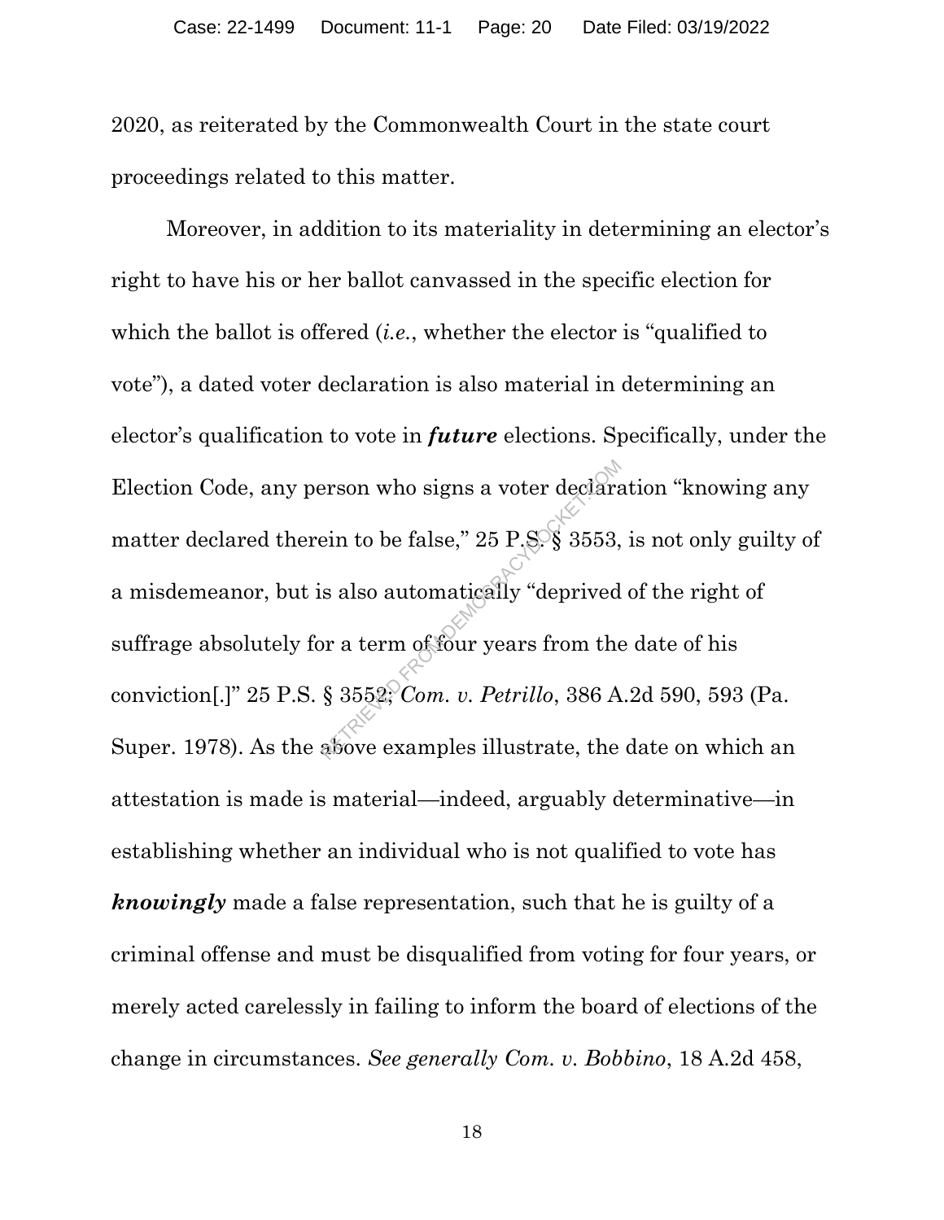2020, as reiterated by the Commonwealth Court in the state court proceedings related to this matter.

Moreover, in addition to its materiality in determining an elector's right to have his or her ballot canvassed in the specific election for which the ballot is offered (*i.e.*, whether the elector is "qualified to vote"), a dated voter declaration is also material in determining an elector's qualification to vote in ***future*** elections. Specifically, under the Election Code, any person who signs a voter declaration "knowing any matter declared therein to be false," 25 P.S. § 3553, is not only guilty of a misdemeanor, but is also automatically "deprived of the right of suffrage absolutely for a term of four years from the date of his conviction[.]" 25 P.S. § 3552; *Com. v. Petrillo*, 386 A.2d 590, 593 (Pa. Super. 1978). As the above examples illustrate, the date on which an attestation is made is material—indeed, arguably determinative—in establishing whether an individual who is not qualified to vote has ***knowingly*** made a false representation, such that he is guilty of a criminal offense and must be disqualified from voting for four years, or merely acted carelessly in failing to inform the board of elections of the change in circumstances. *See generally Com. v. Bobbino*, 18 A.2d 458,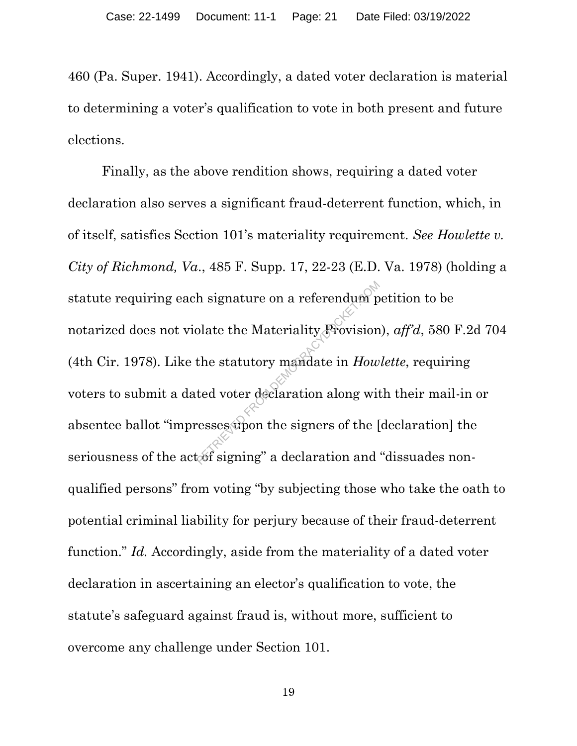460 (Pa. Super. 1941). Accordingly, a dated voter declaration is material to determining a voter's qualification to vote in both present and future elections.

Finally, as the above rendition shows, requiring a dated voter declaration also serves a significant fraud-deterrent function, which, in of itself, satisfies Section 101's materiality requirement. *See Howlette v. City of Richmond, Va.*, 485 F. Supp. 17, 22-23 (E.D. Va. 1978) (holding a statute requiring each signature on a referendum petition to be notarized does not violate the Materiality Provision), *aff'd*, 580 F.2d 704 (4th Cir. 1978). Like the statutory mandate in *Howlette*, requiring voters to submit a dated voter declaration along with their mail-in or absentee ballot "impresses upon the signers of the [declaration] the seriousness of the act of signing" a declaration and "dissuades non-qualified persons" from voting "by subjecting those who take the oath to potential criminal liability for perjury because of their fraud-deterrent function." *Id.* Accordingly, aside from the materiality of a dated voter declaration in ascertaining an elector's qualification to vote, the statute's safeguard against fraud is, without more, sufficient to overcome any challenge under Section 101.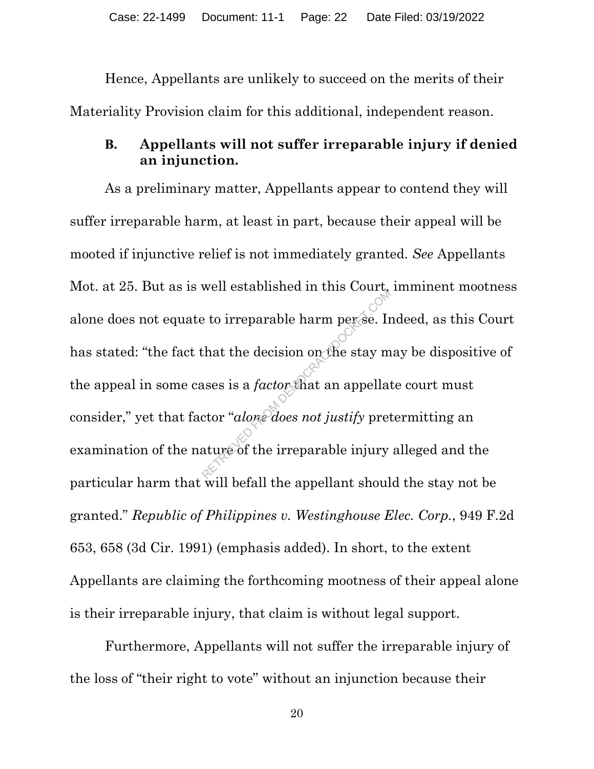Hence, Appellants are unlikely to succeed on the merits of their Materiality Provision claim for this additional, independent reason.

### B. Appellants will not suffer irreparable injury if denied an injunction.

As a preliminary matter, Appellants appear to contend they will suffer irreparable harm, at least in part, because their appeal will be mooted if injunctive relief is not immediately granted. *See* Appellants Mot. at 25. But as is well established in this Court, imminent mootness alone does not equate to irreparable harm per se. Indeed, as this Court has stated: "the fact that the decision on the stay may be dispositive of the appeal in some cases is a *factor* that an appellate court must consider," yet that factor "*alone does not justify* pretermitting an examination of the nature of the irreparable injury alleged and the particular harm that will befall the appellant should the stay not be granted." *Republic of Philippines v. Westinghouse Elec. Corp.*, 949 F.2d 653, 658 (3d Cir. 1991) (emphasis added). In short, to the extent Appellants are claiming the forthcoming mootness of their appeal alone is their irreparable injury, that claim is without legal support.

Furthermore, Appellants will not suffer the irreparable injury of the loss of "their right to vote" without an injunction because their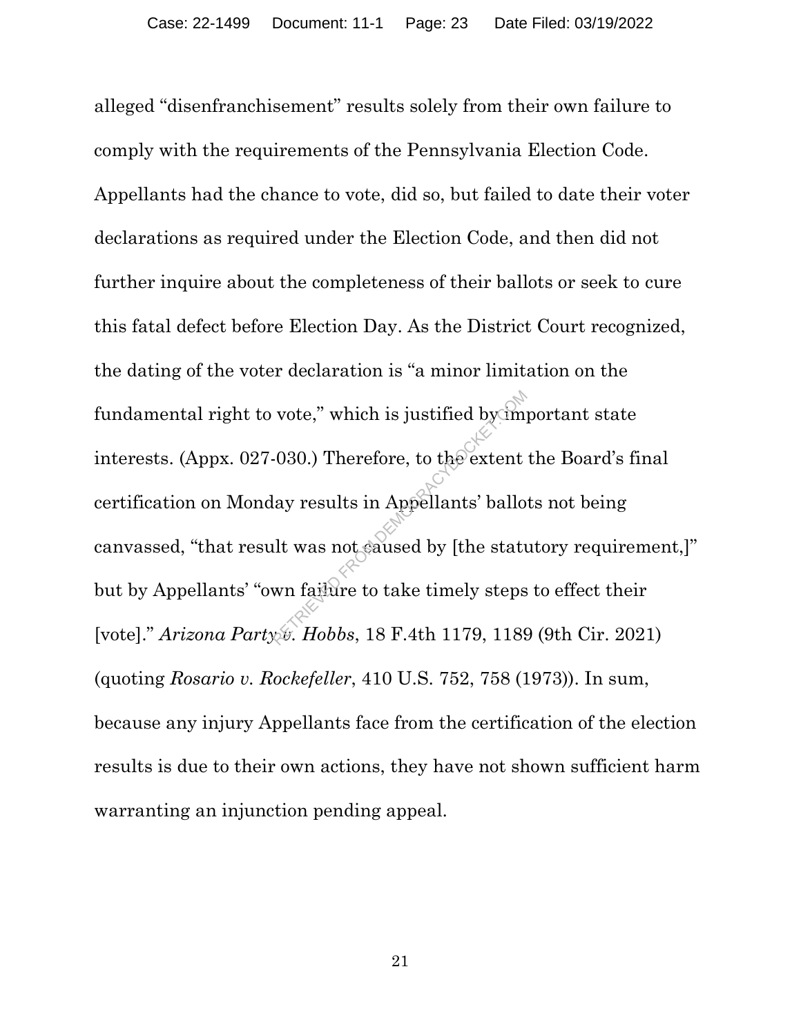alleged "disenfranchisement" results solely from their own failure to comply with the requirements of the Pennsylvania Election Code. Appellants had the chance to vote, did so, but failed to date their voter declarations as required under the Election Code, and then did not further inquire about the completeness of their ballots or seek to cure this fatal defect before Election Day. As the District Court recognized, the dating of the voter declaration is "a minor limitation on the fundamental right to vote," which is justified by important state interests. (Appx. 027-030.) Therefore, to the extent the Board's final certification on Monday results in Appellants' ballots not being canvassed, "that result was not caused by [the statutory requirement,]" but by Appellants' "own failure to take timely steps to effect their [vote]." *Arizona Party v. Hobbs*, 18 F.4th 1179, 1189 (9th Cir. 2021) (quoting *Rosario v. Rockefeller*, 410 U.S. 752, 758 (1973)). In sum, because any injury Appellants face from the certification of the election results is due to their own actions, they have not shown sufficient harm warranting an injunction pending appeal.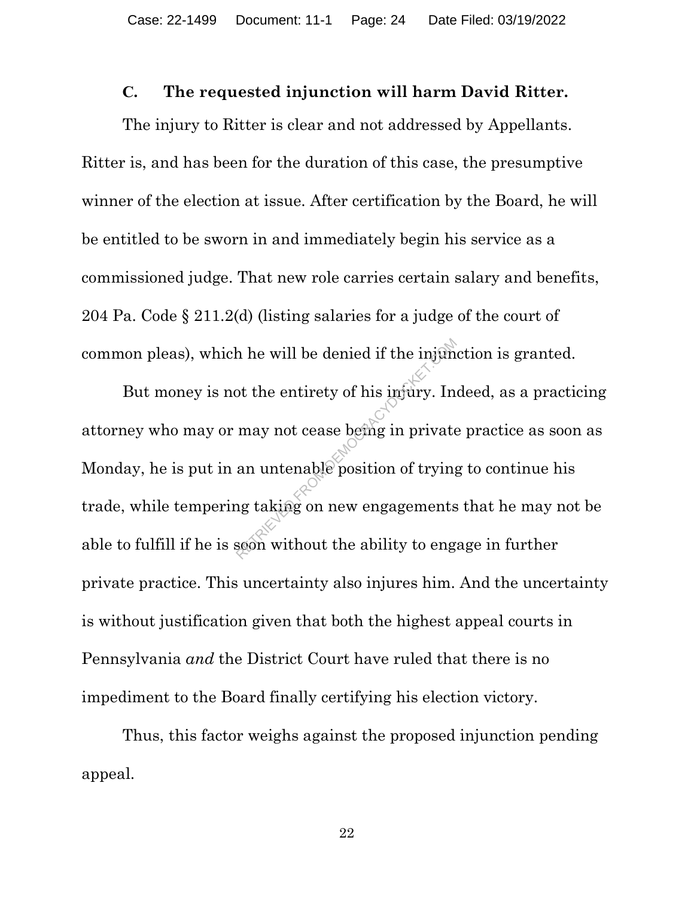### C. The requested injunction will harm David Ritter.

The injury to Ritter is clear and not addressed by Appellants. Ritter is, and has been for the duration of this case, the presumptive winner of the election at issue. After certification by the Board, he will be entitled to be sworn in and immediately begin his service as a commissioned judge. That new role carries certain salary and benefits, 204 Pa. Code § 211.2(d) (listing salaries for a judge of the court of common pleas), which he will be denied if the injunction is granted.

But money is not the entirety of his injury. Indeed, as a practicing attorney who may or may not cease being in private practice as soon as Monday, he is put in an untenable position of trying to continue his trade, while tempering taking on new engagements that he may not be able to fulfill if he is soon without the ability to engage in further private practice. This uncertainty also injures him. And the uncertainty is without justification given that both the highest appeal courts in Pennsylvania *and* the District Court have ruled that there is no impediment to the Board finally certifying his election victory.

Thus, this factor weighs against the proposed injunction pending appeal.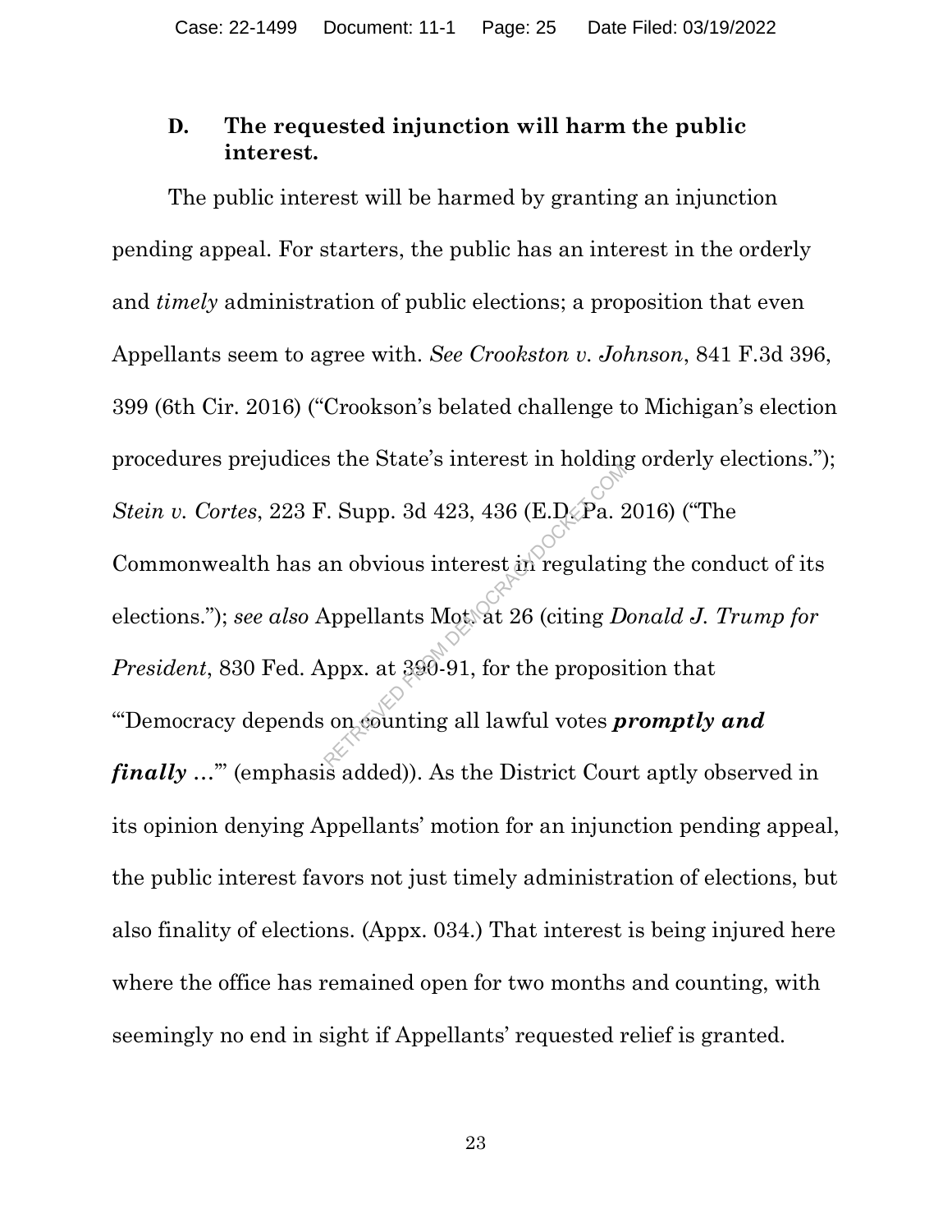### D. The requested injunction will harm the public interest.

The public interest will be harmed by granting an injunction pending appeal. For starters, the public has an interest in the orderly and *timely* administration of public elections; a proposition that even Appellants seem to agree with. *See Crookston v. Johnson*, 841 F.3d 396, 399 (6th Cir. 2016) ("Crookson's belated challenge to Michigan's election procedures prejudices the State's interest in holding orderly elections."); *Stein v. Cortes*, 223 F. Supp. 3d 423, 436 (E.D. Pa. 2016) ("The Commonwealth has an obvious interest in regulating the conduct of its elections."); *see also* Appellants Mot. at 26 (citing *Donald J. Trump for President*, 830 Fed. Appx. at 390-91, for the proposition that "'Democracy depends on counting all lawful votes ***promptly and finally*** …'" (emphasis added)). As the District Court aptly observed in its opinion denying Appellants' motion for an injunction pending appeal, the public interest favors not just timely administration of elections, but also finality of elections. (Appx. 034.) That interest is being injured here where the office has remained open for two months and counting, with seemingly no end in sight if Appellants' requested relief is granted.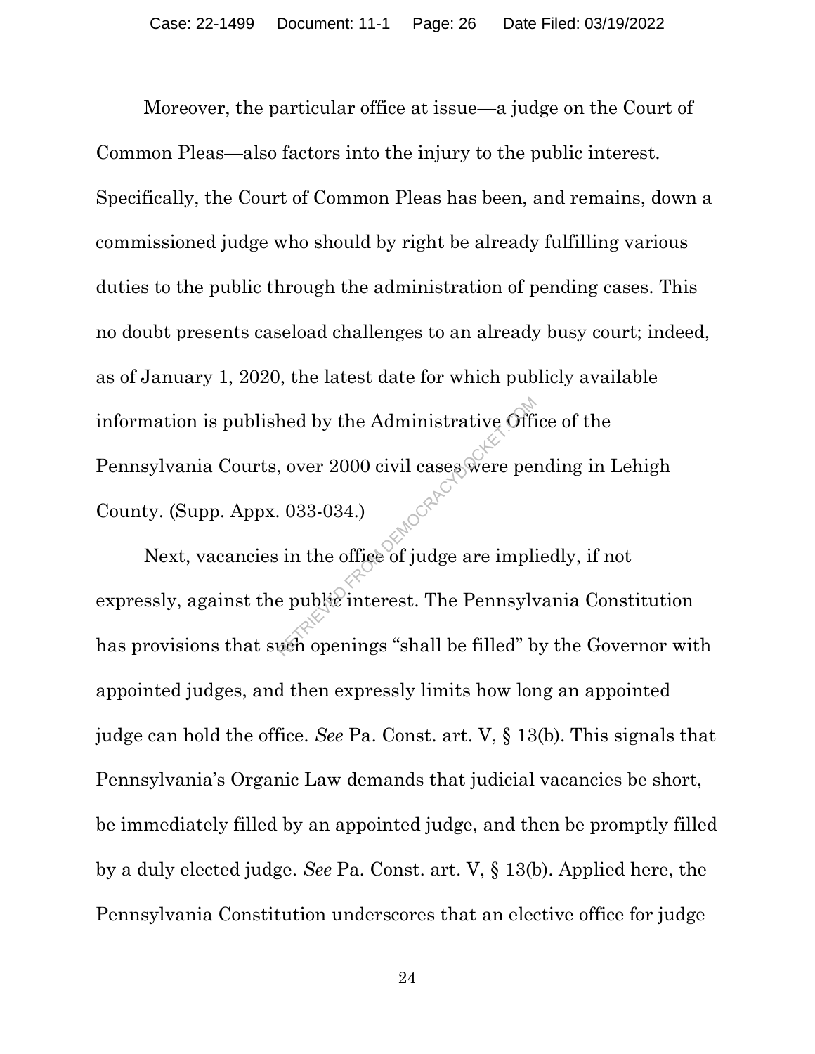Moreover, the particular office at issue—a judge on the Court of Common Pleas—also factors into the injury to the public interest. Specifically, the Court of Common Pleas has been, and remains, down a commissioned judge who should by right be already fulfilling various duties to the public through the administration of pending cases. This no doubt presents caseload challenges to an already busy court; indeed, as of January 1, 2020, the latest date for which publicly available information is published by the Administrative Office of the Pennsylvania Courts, over 2000 civil cases were pending in Lehigh County. (Supp. Appx. 033-034.)

Next, vacancies in the office of judge are impliedly, if not expressly, against the public interest. The Pennsylvania Constitution has provisions that such openings "shall be filled" by the Governor with appointed judges, and then expressly limits how long an appointed judge can hold the office. *See* Pa. Const. art. V, § 13(b). This signals that Pennsylvania's Organic Law demands that judicial vacancies be short, be immediately filled by an appointed judge, and then be promptly filled by a duly elected judge. *See* Pa. Const. art. V, § 13(b). Applied here, the Pennsylvania Constitution underscores that an elective office for judge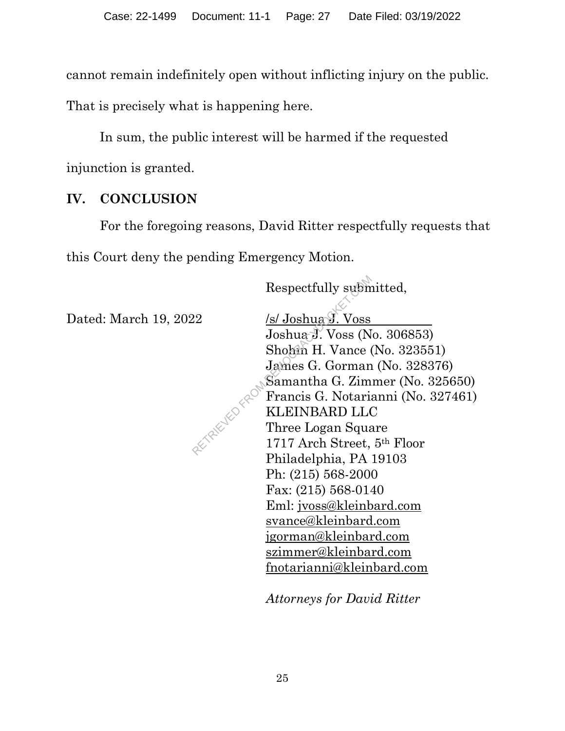cannot remain indefinitely open without inflicting injury on the public. That is precisely what is happening here.

In sum, the public interest will be harmed if the requested injunction is granted.

## IV. CONCLUSION

For the foregoing reasons, David Ritter respectfully requests that this Court deny the pending Emergency Motion.

Respectfully submitted,

Dated: March 19, 2022

/s/ Joshua J. Voss
Joshua J. Voss (No. 306853)
Shohin H. Vance (No. 323551)
James G. Gorman (No. 328376)
Samantha G. Zimmer (No. 325650)
Francis G. Notarianni (No. 327461)
KLEINBARD LLC
Three Logan Square
1717 Arch Street, 5th Floor
Philadelphia, PA 19103
Ph: (215) 568-2000
Fax: (215) 568-0140
Eml: jvoss@kleinbard.com
svance@kleinbard.com
jgorman@kleinbard.com
szimmer@kleinbard.com
fnotarianni@kleinbard.com

*Attorneys for David Ritter*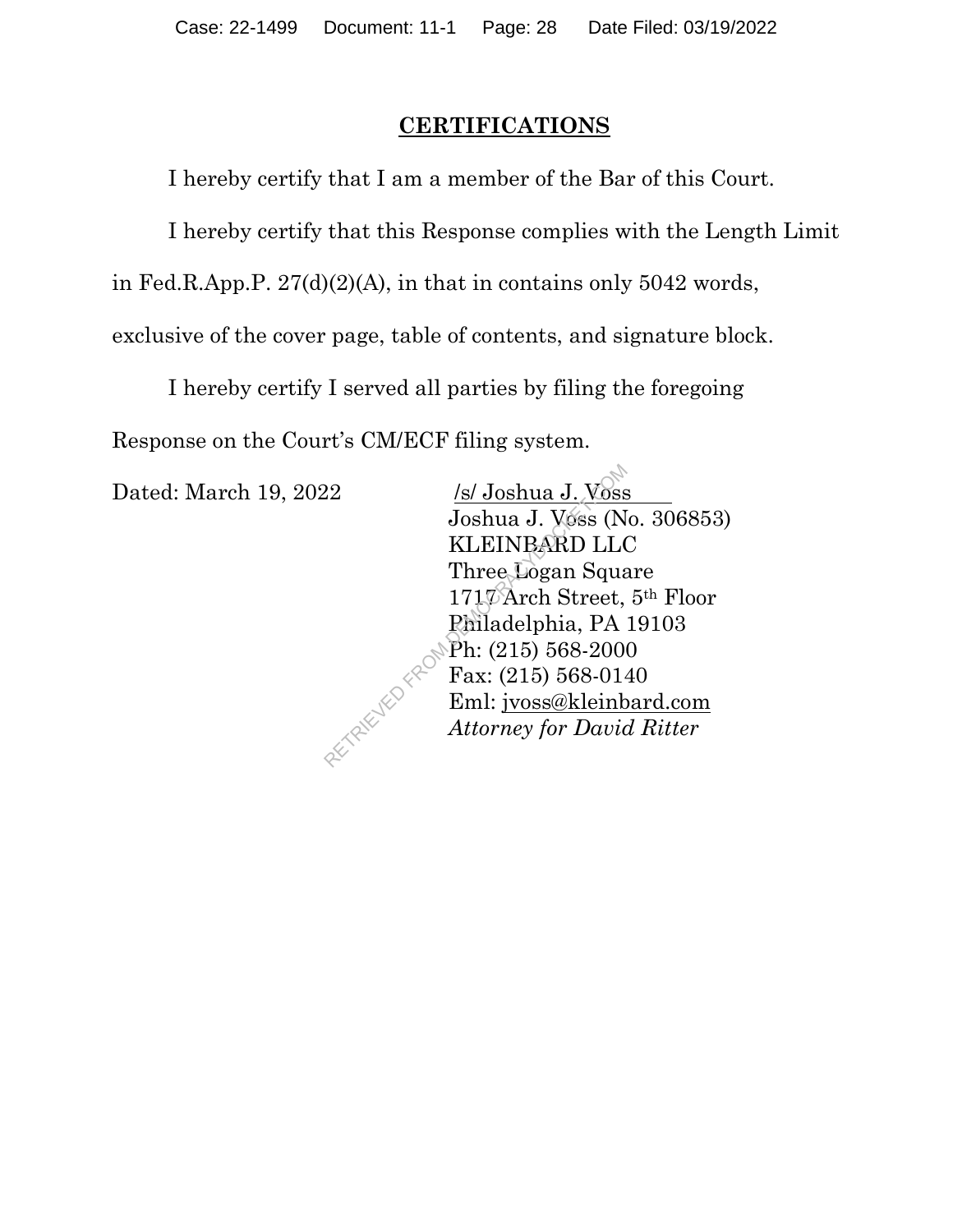## CERTIFICATIONS

I hereby certify that I am a member of the Bar of this Court.

I hereby certify that this Response complies with the Length Limit in Fed.R.App.P. 27(d)(2)(A), in that in contains only 5042 words, exclusive of the cover page, table of contents, and signature block.

I hereby certify I served all parties by filing the foregoing Response on the Court's CM/ECF filing system.

Dated: March 19, 2022

/s/ Joshua J. Voss
Joshua J. Voss (No. 306853)
KLEINBARD LLC
Three Logan Square
1717 Arch Street, 5th Floor
Philadelphia, PA 19103
Ph: (215) 568-2000
Fax: (215) 568-0140
Eml: jvoss@kleinbard.com
*Attorney for David Ritter*